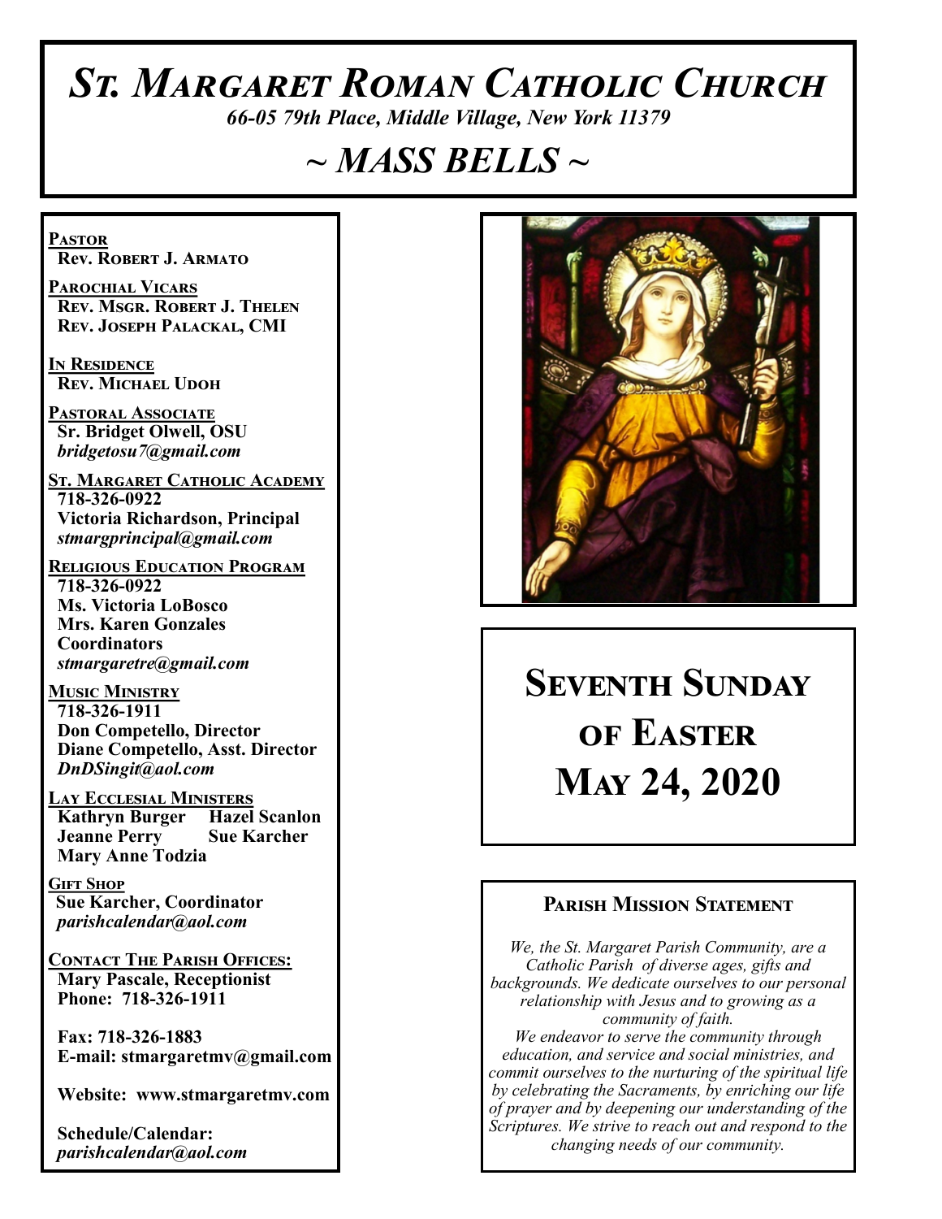# *St. Margaret Roman Catholic Church*

*66-05 79th Place, Middle Village, New York 11379*

## *~ MASS BELLS ~*

**Pastor**
**Rev. Robert J. Armato**

**Parochial Vicars**
**Rev. Msgr. Robert J. Thelen**
**Rev. Joseph Palackal, CMI**

**In Residence**
**Rev. Michael Udoh**

**Pastoral Associate**
**Sr. Bridget Olwell, OSU**
*bridgetosu7@gmail.com*

**St. Margaret Catholic Academy**
**718-326-0922**
**Victoria Richardson, Principal**
*stmargprincipal@gmail.com*

**Religious Education Program**
**718-326-0922**
**Ms. Victoria LoBosco**
**Mrs. Karen Gonzales**
**Coordinators**
*stmargaretre@gmail.com*

**Music Ministry**
**718-326-1911**
**Don Competello, Director**
**Diane Competello, Asst. Director**
*DnDSingit@aol.com*

**Lay Ecclesial Ministers**
**Kathryn Burger Hazel Scanlon**
**Jeanne Perry Sue Karcher**
**Mary Anne Todzia**

**Gift Shop**
**Sue Karcher, Coordinator**
*parishcalendar@aol.com*

**Contact The Parish Offices:**
**Mary Pascale, Receptionist**
**Phone: 718-326-1911**

**Fax: 718-326-1883**
**E-mail: stmargaretmv@gmail.com**

**Website: www.stmargaretmv.com**

**Schedule/Calendar:**
*parishcalendar@aol.com*

# Seventh Sunday of Easter
# May 24, 2020

### Parish Mission Statement

*We, the St. Margaret Parish Community, are a Catholic Parish of diverse ages, gifts and backgrounds. We dedicate ourselves to our personal relationship with Jesus and to growing as a community of faith.*
*We endeavor to serve the community through education, and service and social ministries, and commit ourselves to the nurturing of the spiritual life by celebrating the Sacraments, by enriching our life of prayer and by deepening our understanding of the Scriptures. We strive to reach out and respond to the changing needs of our community.*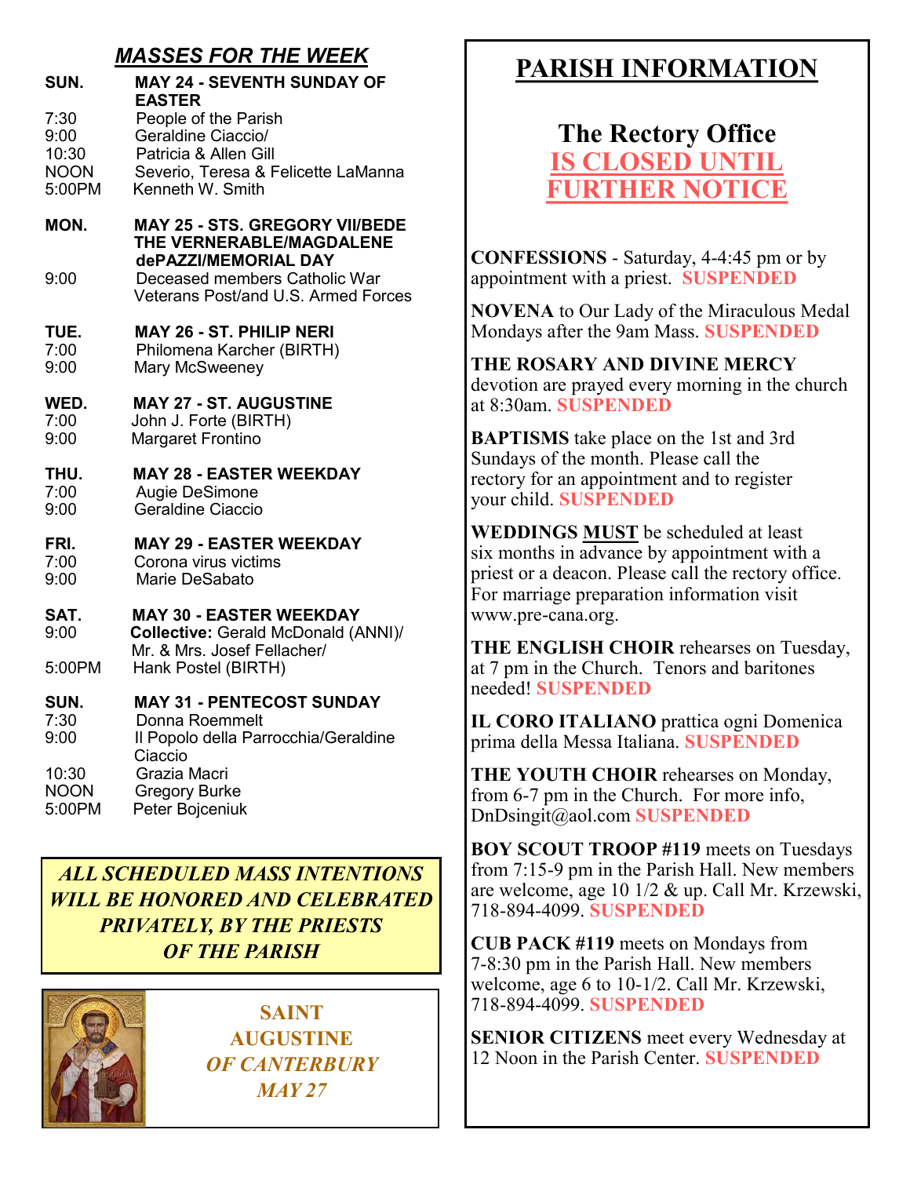## *MASSES FOR THE WEEK*

**SUN. MAY 24 - SEVENTH SUNDAY OF EASTER**

| | |
|---|---|
| 7:30 | People of the Parish |
| 9:00 | Geraldine Ciaccio/ |
| 10:30 | Patricia & Allen Gill |
| NOON | Severio, Teresa & Felicette LaManna |
| 5:00PM | Kenneth W. Smith |

**MON. MAY 25 - STS. GREGORY VII/BEDE THE VERNERABLE/MAGDALENE dePAZZI/MEMORIAL DAY**

| | |
|---|---|
| 9:00 | Deceased members Catholic War Veterans Post/and U.S. Armed Forces |

**TUE. MAY 26 - ST. PHILIP NERI**

| | |
|---|---|
| 7:00 | Philomena Karcher (BIRTH) |
| 9:00 | Mary McSweeney |

**WED. MAY 27 - ST. AUGUSTINE**

| | |
|---|---|
| 7:00 | John J. Forte (BIRTH) |
| 9:00 | Margaret Frontino |

**THU. MAY 28 - EASTER WEEKDAY**

| | |
|---|---|
| 7:00 | Augie DeSimone |
| 9:00 | Geraldine Ciaccio |

**FRI. MAY 29 - EASTER WEEKDAY**

| | |
|---|---|
| 7:00 | Corona virus victims |
| 9:00 | Marie DeSabato |

**SAT. MAY 30 - EASTER WEEKDAY**

| | |
|---|---|
| 9:00 | **Collective:** Gerald McDonald (ANNI)/ Mr. & Mrs. Josef Fellacher/ |
| 5:00PM | Hank Postel (BIRTH) |

**SUN. MAY 31 - PENTECOST SUNDAY**

| | |
|---|---|
| 7:30 | Donna Roemmelt |
| 9:00 | Il Popolo della Parrocchia/Geraldine Ciaccio |
| 10:30 | Grazia Macri |
| NOON | Gregory Burke |
| 5:00PM | Peter Bojceniuk |

***ALL SCHEDULED MASS INTENTIONS WILL BE HONORED AND CELEBRATED PRIVATELY, BY THE PRIESTS OF THE PARISH***

**SAINT AUGUSTINE**
***OF CANTERBURY***
***MAY 27***

# PARISH INFORMATION

## The Rectory Office
## IS CLOSED UNTIL FURTHER NOTICE

**CONFESSIONS** - Saturday, 4-4:45 pm or by appointment with a priest. **SUSPENDED**

**NOVENA** to Our Lady of the Miraculous Medal Mondays after the 9am Mass. **SUSPENDED**

**THE ROSARY AND DIVINE MERCY** devotion are prayed every morning in the church at 8:30am. **SUSPENDED**

**BAPTISMS** take place on the 1st and 3rd Sundays of the month. Please call the rectory for an appointment and to register your child. **SUSPENDED**

**WEDDINGS MUST** be scheduled at least six months in advance by appointment with a priest or a deacon. Please call the rectory office. For marriage preparation information visit www.pre-cana.org.

**THE ENGLISH CHOIR** rehearses on Tuesday, at 7 pm in the Church. Tenors and baritones needed! **SUSPENDED**

**IL CORO ITALIANO** prattica ogni Domenica prima della Messa Italiana. **SUSPENDED**

**THE YOUTH CHOIR** rehearses on Monday, from 6-7 pm in the Church. For more info, DnDsingit@aol.com **SUSPENDED**

**BOY SCOUT TROOP #119** meets on Tuesdays from 7:15-9 pm in the Parish Hall. New members are welcome, age 10 1/2 & up. Call Mr. Krzewski, 718-894-4099. **SUSPENDED**

**CUB PACK #119** meets on Mondays from 7-8:30 pm in the Parish Hall. New members welcome, age 6 to 10-1/2. Call Mr. Krzewski, 718-894-4099. **SUSPENDED**

**SENIOR CITIZENS** meet every Wednesday at 12 Noon in the Parish Center. **SUSPENDED**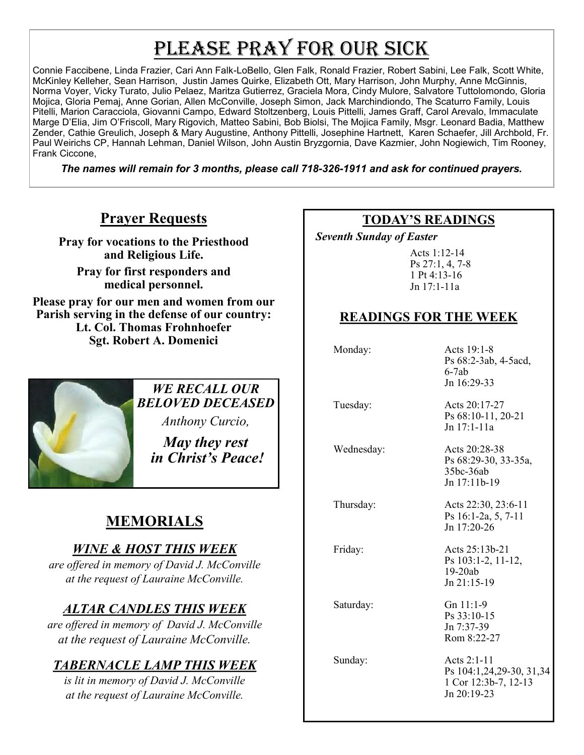# Please Pray for our Sick

Connie Faccibene, Linda Frazier, Cari Ann Falk-LoBello, Glen Falk, Ronald Frazier, Robert Sabini, Lee Falk, Scott White, McKinley Kelleher, Sean Harrison, Justin James Quirke, Elizabeth Ott, Mary Harrison, John Murphy, Anne McGinnis, Norma Voyer, Vicky Turato, Julio Pelaez, Maritza Gutierrez, Graciela Mora, Cindy Mulore, Salvatore Tuttolomondo, Gloria Mojica, Gloria Pemaj, Anne Gorian, Allen McConville, Joseph Simon, Jack Marchindiondo, The Scaturro Family, Louis Pitelli, Marion Caracciola, Giovanni Campo, Edward Stoltzenberg, Louis Pittelli, James Graff, Carol Arevalo, Immaculate Marge D'Elia, Jim O'Friscoll, Mary Rigovich, Matteo Sabini, Bob Biolsi, The Mojica Family, Msgr. Leonard Badia, Matthew Zender, Cathie Greulich, Joseph & Mary Augustine, Anthony Pittelli, Josephine Hartnett, Karen Schaefer, Jill Archbold, Fr. Paul Weirichs CP, Hannah Lehman, Daniel Wilson, John Austin Bryzgornia, Dave Kazmier, John Nogiewich, Tim Rooney, Frank Ciccone,

***The names will remain for 3 months, please call 718-326-1911 and ask for continued prayers.***

## Prayer Requests

**Pray for vocations to the Priesthood and Religious Life.**

**Pray for first responders and medical personnel.**

**Please pray for our men and women from our Parish serving in the defense of our country:**
**Lt. Col. Thomas Frohnhoefer**
**Sgt. Robert A. Domenici**

***WE RECALL OUR BELOVED DECEASED***

*Anthony Curcio,*

***May they rest in Christ's Peace!***

## MEMORIALS

### *WINE & HOST THIS WEEK*

*are offered in memory of David J. McConville at the request of Lauraine McConville.*

### *ALTAR CANDLES THIS WEEK*

*are offered in memory of David J. McConville at the request of Lauraine McConville.*

### *TABERNACLE LAMP THIS WEEK*

*is lit in memory of David J. McConville at the request of Lauraine McConville.*

## TODAY'S READINGS

***Seventh Sunday of Easter***

Acts 1:12-14
Ps 27:1, 4, 7-8
1 Pt 4:13-16
Jn 17:1-11a

## READINGS FOR THE WEEK

| | |
|---|---|
| Monday: | Acts 19:1-8<br>Ps 68:2-3ab, 4-5acd, 6-7ab<br>Jn 16:29-33 |
| Tuesday: | Acts 20:17-27<br>Ps 68:10-11, 20-21<br>Jn 17:1-11a |
| Wednesday: | Acts 20:28-38<br>Ps 68:29-30, 33-35a, 35bc-36ab<br>Jn 17:11b-19 |
| Thursday: | Acts 22:30, 23:6-11<br>Ps 16:1-2a, 5, 7-11<br>Jn 17:20-26 |
| Friday: | Acts 25:13b-21<br>Ps 103:1-2, 11-12, 19-20ab<br>Jn 21:15-19 |
| Saturday: | Gn 11:1-9<br>Ps 33:10-15<br>Jn 7:37-39<br>Rom 8:22-27 |
| Sunday: | Acts 2:1-11<br>Ps 104:1,24,29-30, 31,34<br>1 Cor 12:3b-7, 12-13<br>Jn 20:19-23 |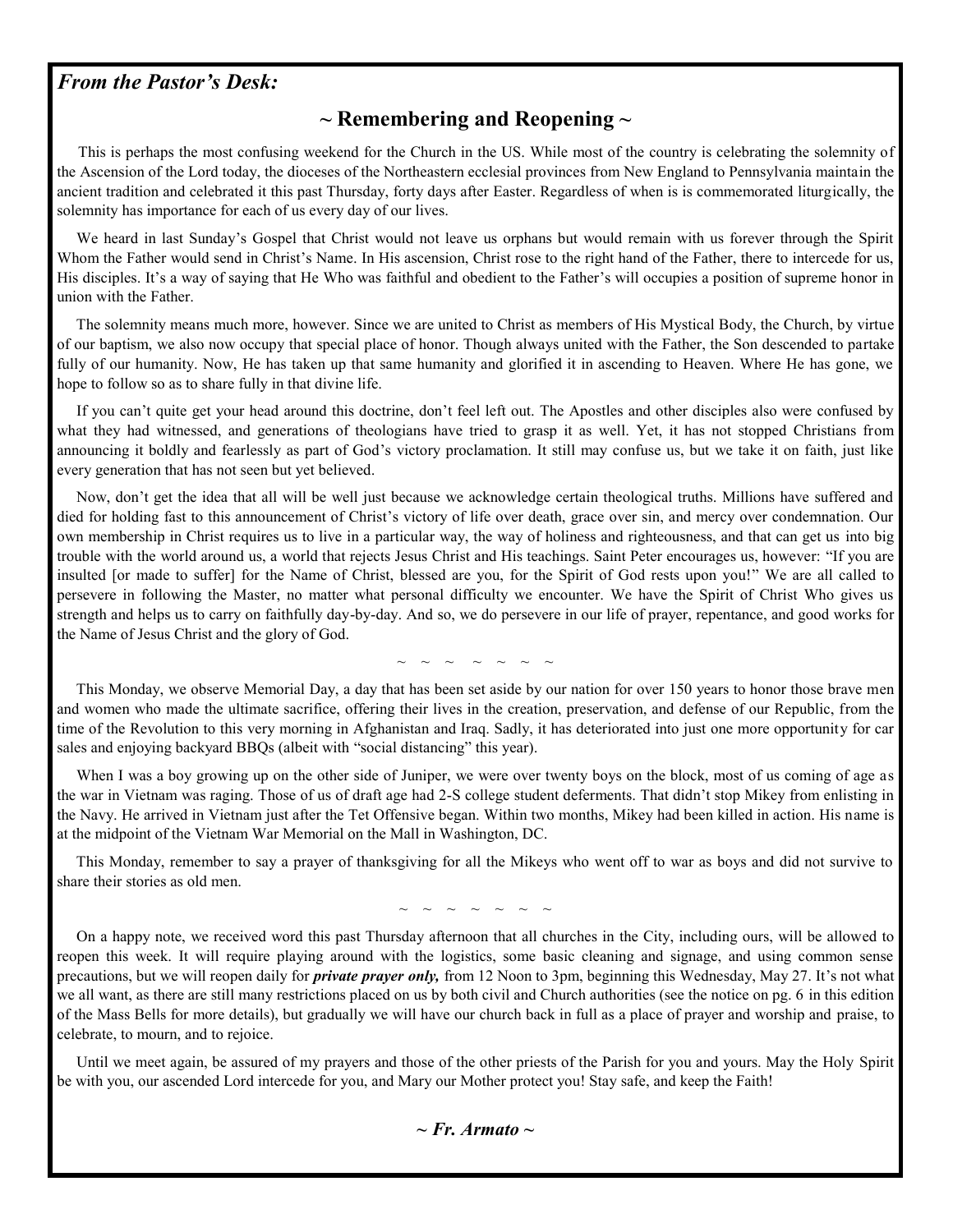## *From the Pastor's Desk:*

### ~ Remembering and Reopening ~

This is perhaps the most confusing weekend for the Church in the US. While most of the country is celebrating the solemnity of the Ascension of the Lord today, the dioceses of the Northeastern ecclesial provinces from New England to Pennsylvania maintain the ancient tradition and celebrated it this past Thursday, forty days after Easter. Regardless of when is is commemorated liturgically, the solemnity has importance for each of us every day of our lives.

We heard in last Sunday's Gospel that Christ would not leave us orphans but would remain with us forever through the Spirit Whom the Father would send in Christ's Name. In His ascension, Christ rose to the right hand of the Father, there to intercede for us, His disciples. It's a way of saying that He Who was faithful and obedient to the Father's will occupies a position of supreme honor in union with the Father.

The solemnity means much more, however. Since we are united to Christ as members of His Mystical Body, the Church, by virtue of our baptism, we also now occupy that special place of honor. Though always united with the Father, the Son descended to partake fully of our humanity. Now, He has taken up that same humanity and glorified it in ascending to Heaven. Where He has gone, we hope to follow so as to share fully in that divine life.

If you can't quite get your head around this doctrine, don't feel left out. The Apostles and other disciples also were confused by what they had witnessed, and generations of theologians have tried to grasp it as well. Yet, it has not stopped Christians from announcing it boldly and fearlessly as part of God's victory proclamation. It still may confuse us, but we take it on faith, just like every generation that has not seen but yet believed.

Now, don't get the idea that all will be well just because we acknowledge certain theological truths. Millions have suffered and died for holding fast to this announcement of Christ's victory of life over death, grace over sin, and mercy over condemnation. Our own membership in Christ requires us to live in a particular way, the way of holiness and righteousness, and that can get us into big trouble with the world around us, a world that rejects Jesus Christ and His teachings. Saint Peter encourages us, however: "If you are insulted [or made to suffer] for the Name of Christ, blessed are you, for the Spirit of God rests upon you!" We are all called to persevere in following the Master, no matter what personal difficulty we encounter. We have the Spirit of Christ Who gives us strength and helps us to carry on faithfully day-by-day. And so, we do persevere in our life of prayer, repentance, and good works for the Name of Jesus Christ and the glory of God.

~ ~ ~ ~ ~ ~ ~

This Monday, we observe Memorial Day, a day that has been set aside by our nation for over 150 years to honor those brave men and women who made the ultimate sacrifice, offering their lives in the creation, preservation, and defense of our Republic, from the time of the Revolution to this very morning in Afghanistan and Iraq. Sadly, it has deteriorated into just one more opportunity for car sales and enjoying backyard BBQs (albeit with "social distancing" this year).

When I was a boy growing up on the other side of Juniper, we were over twenty boys on the block, most of us coming of age as the war in Vietnam was raging. Those of us of draft age had 2-S college student deferments. That didn't stop Mikey from enlisting in the Navy. He arrived in Vietnam just after the Tet Offensive began. Within two months, Mikey had been killed in action. His name is at the midpoint of the Vietnam War Memorial on the Mall in Washington, DC.

This Monday, remember to say a prayer of thanksgiving for all the Mikeys who went off to war as boys and did not survive to share their stories as old men.

~ ~ ~ ~ ~ ~ ~

On a happy note, we received word this past Thursday afternoon that all churches in the City, including ours, will be allowed to reopen this week. It will require playing around with the logistics, some basic cleaning and signage, and using common sense precautions, but we will reopen daily for ***private prayer only,*** from 12 Noon to 3pm, beginning this Wednesday, May 27. It's not what we all want, as there are still many restrictions placed on us by both civil and Church authorities (see the notice on pg. 6 in this edition of the Mass Bells for more details), but gradually we will have our church back in full as a place of prayer and worship and praise, to celebrate, to mourn, and to rejoice.

Until we meet again, be assured of my prayers and those of the other priests of the Parish for you and yours. May the Holy Spirit be with you, our ascended Lord intercede for you, and Mary our Mother protect you! Stay safe, and keep the Faith!

***~ Fr. Armato ~***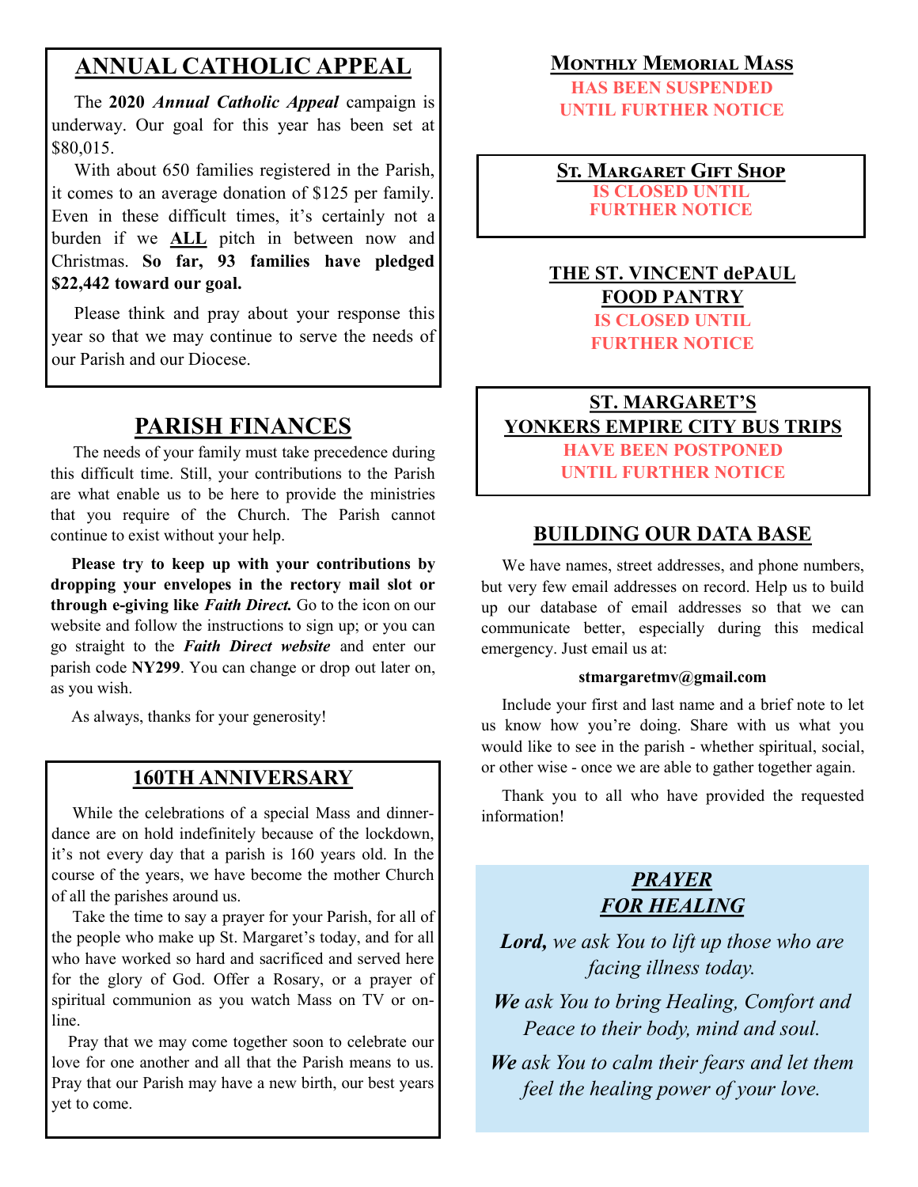## ANNUAL CATHOLIC APPEAL

The **2020** ***Annual Catholic Appeal*** campaign is underway. Our goal for this year has been set at $80,015.

With about 650 families registered in the Parish, it comes to an average donation of $125 per family. Even in these difficult times, it's certainly not a burden if we **ALL** pitch in between now and Christmas. **So far, 93 families have pledged $22,442 toward our goal.**

Please think and pray about your response this year so that we may continue to serve the needs of our Parish and our Diocese.

## PARISH FINANCES

The needs of your family must take precedence during this difficult time. Still, your contributions to the Parish are what enable us to be here to provide the ministries that you require of the Church. The Parish cannot continue to exist without your help.

**Please try to keep up with your contributions by dropping your envelopes in the rectory mail slot or through e-giving like *Faith Direct.*** Go to the icon on our website and follow the instructions to sign up; or you can go straight to the ***Faith Direct website*** and enter our parish code **NY299**. You can change or drop out later on, as you wish.

As always, thanks for your generosity!

## 160TH ANNIVERSARY

While the celebrations of a special Mass and dinner-dance are on hold indefinitely because of the lockdown, it's not every day that a parish is 160 years old. In the course of the years, we have become the mother Church of all the parishes around us.

Take the time to say a prayer for your Parish, for all of the people who make up St. Margaret's today, and for all who have worked so hard and sacrificed and served here for the glory of God. Offer a Rosary, or a prayer of spiritual communion as you watch Mass on TV or on-line.

Pray that we may come together soon to celebrate our love for one another and all that the Parish means to us. Pray that our Parish may have a new birth, our best years yet to come.

## MONTHLY MEMORIAL MASS

**HAS BEEN SUSPENDED UNTIL FURTHER NOTICE**

## ST. MARGARET GIFT SHOP

**IS CLOSED UNTIL FURTHER NOTICE**

## THE ST. VINCENT dePAUL FOOD PANTRY

**IS CLOSED UNTIL FURTHER NOTICE**

## ST. MARGARET'S YONKERS EMPIRE CITY BUS TRIPS

**HAVE BEEN POSTPONED UNTIL FURTHER NOTICE**

## BUILDING OUR DATA BASE

We have names, street addresses, and phone numbers, but very few email addresses on record. Help us to build up our database of email addresses so that we can communicate better, especially during this medical emergency. Just email us at:

**stmargaretmv@gmail.com**

Include your first and last name and a brief note to let us know how you're doing. Share with us what you would like to see in the parish - whether spiritual, social, or other wise - once we are able to gather together again.

Thank you to all who have provided the requested information!

## *PRAYER FOR HEALING*

***Lord,*** *we ask You to lift up those who are facing illness today.*

***We*** *ask You to bring Healing, Comfort and Peace to their body, mind and soul.*

***We*** *ask You to calm their fears and let them feel the healing power of your love.*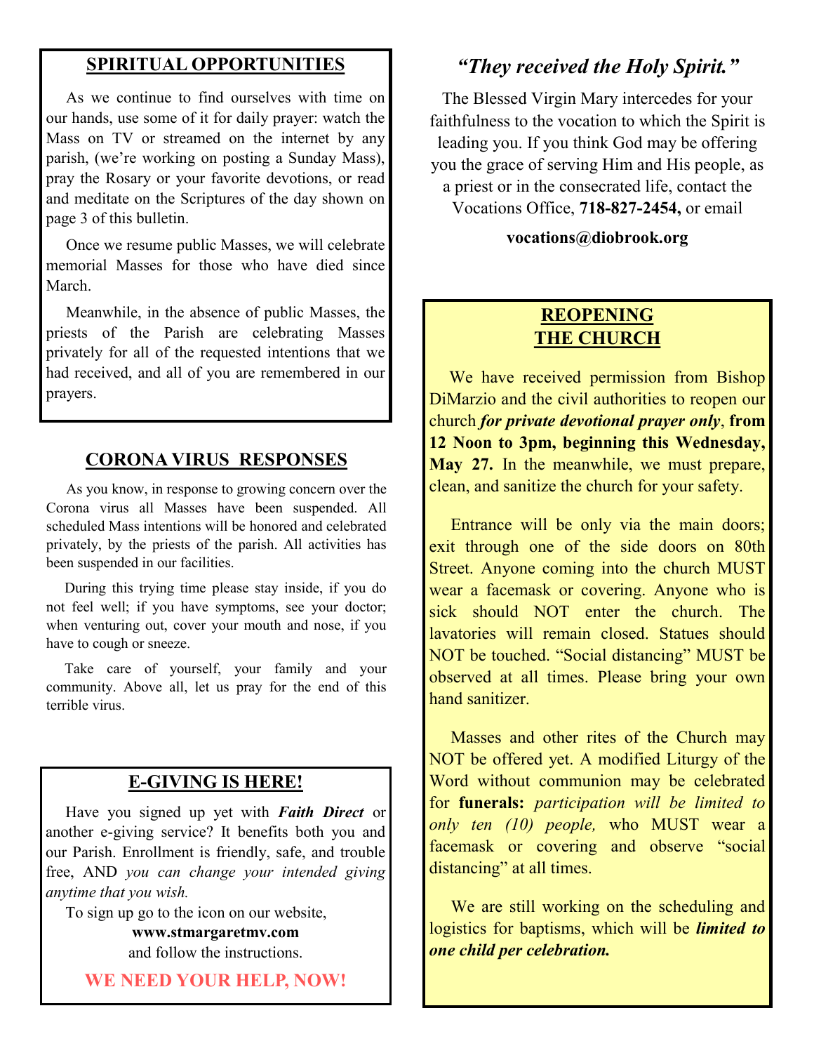## SPIRITUAL OPPORTUNITIES

As we continue to find ourselves with time on our hands, use some of it for daily prayer: watch the Mass on TV or streamed on the internet by any parish, (we're working on posting a Sunday Mass), pray the Rosary or your favorite devotions, or read and meditate on the Scriptures of the day shown on page 3 of this bulletin.

Once we resume public Masses, we will celebrate memorial Masses for those who have died since March.

Meanwhile, in the absence of public Masses, the priests of the Parish are celebrating Masses privately for all of the requested intentions that we had received, and all of you are remembered in our prayers.

## CORONA VIRUS RESPONSES

As you know, in response to growing concern over the Corona virus all Masses have been suspended. All scheduled Mass intentions will be honored and celebrated privately, by the priests of the parish. All activities has been suspended in our facilities.

During this trying time please stay inside, if you do not feel well; if you have symptoms, see your doctor; when venturing out, cover your mouth and nose, if you have to cough or sneeze.

Take care of yourself, your family and your community. Above all, let us pray for the end of this terrible virus.

## E-GIVING IS HERE!

Have you signed up yet with ***Faith Direct*** or another e-giving service? It benefits both you and our Parish. Enrollment is friendly, safe, and trouble free, AND *you can change your intended giving anytime that you wish.*

To sign up go to the icon on our website,

**www.stmargaretmv.com**

and follow the instructions.

**WE NEED YOUR HELP, NOW!**

## *"They received the Holy Spirit."*

The Blessed Virgin Mary intercedes for your faithfulness to the vocation to which the Spirit is leading you. If you think God may be offering you the grace of serving Him and His people, as a priest or in the consecrated life, contact the Vocations Office, **718-827-2454,** or email

**vocations@diobrook.org**

## REOPENING THE CHURCH

We have received permission from Bishop DiMarzio and the civil authorities to reopen our church ***for private devotional prayer only***, **from 12 Noon to 3pm, beginning this Wednesday, May 27.** In the meanwhile, we must prepare, clean, and sanitize the church for your safety.

Entrance will be only via the main doors; exit through one of the side doors on 80th Street. Anyone coming into the church MUST wear a facemask or covering. Anyone who is sick should NOT enter the church. The lavatories will remain closed. Statues should NOT be touched. "Social distancing" MUST be observed at all times. Please bring your own hand sanitizer.

Masses and other rites of the Church may NOT be offered yet. A modified Liturgy of the Word without communion may be celebrated for **funerals:** *participation will be limited to only ten (10) people,* who MUST wear a facemask or covering and observe "social distancing" at all times.

We are still working on the scheduling and logistics for baptisms, which will be ***limited to one child per celebration.***